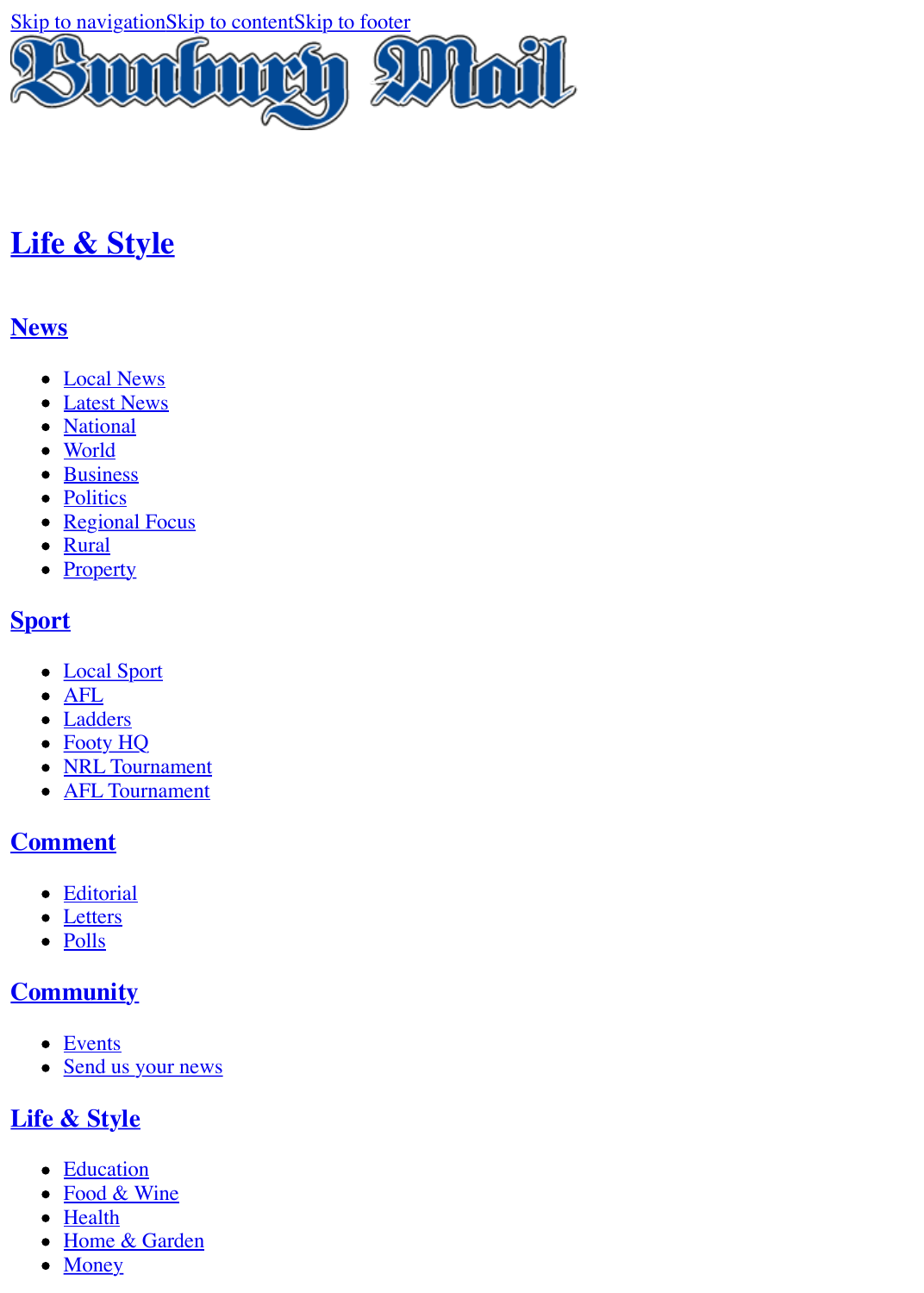Skip to navigationSkip to contentSkip to footer

Bunbury Mail

## Life & Style

### News

- Local News
- Latest News
- National
- World
- Business
- Politics
- Regional Focus
- Rural
- Property

### Sport

- Local Sport
- AFL
- Ladders
- Footy HQ
- NRL Tournament
- AFL Tournament

### Comment

- Editorial
- Letters
- Polls

### Community

- Events
- Send us your news

### Life & Style

- Education
- Food & Wine
- Health
- Home & Garden
- Money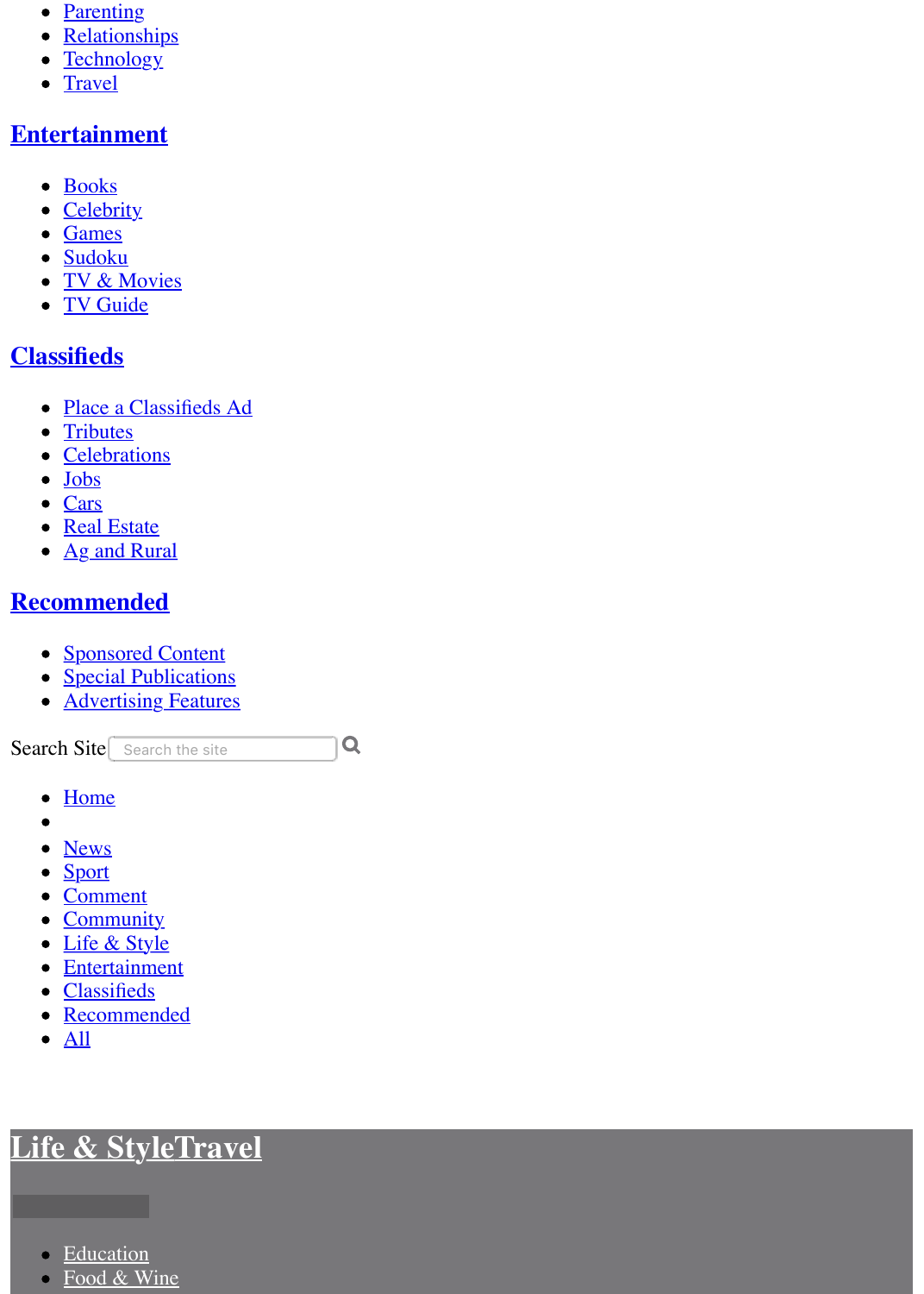- Parenting
- Relationships
- Technology
- Travel

## Entertainment

- Books
- Celebrity
- Games
- Sudoku
- TV & Movies
- TV Guide

## Classifieds

- Place a Classifieds Ad
- Tributes
- Celebrations
- Jobs
- Cars
- Real Estate
- Ag and Rural

## Recommended

- Sponsored Content
- Special Publications
- Advertising Features

Search Site

- Home
-
- News
- Sport
- Comment
- Community
- Life & Style
- Entertainment
- Classifieds
- Recommended
- All

# Life & StyleTravel

- Education
- Food & Wine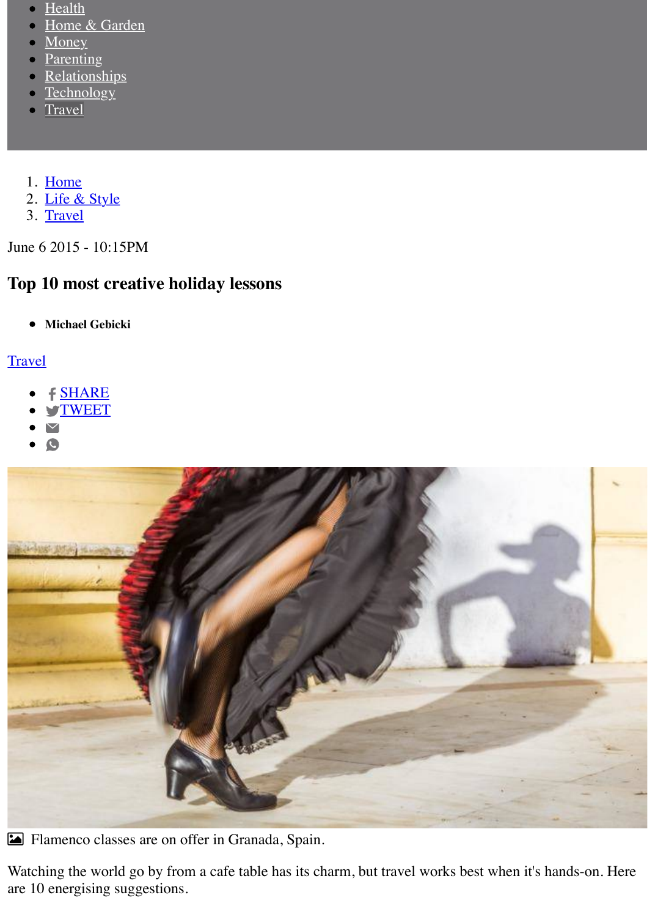- [Health]
- [Home & Garden]
- [Money]
- [Parenting]
- [Relationships]
- [Technology]
- [Travel]

1. [Home]
2. [Life & Style]
3. [Travel]

June 6 2015 - 10:15PM

# Top 10 most creative holiday lessons

- **Michael Gebicki**

[Travel]

- SHARE
- TWEET

Flamenco classes are on offer in Granada, Spain.

Watching the world go by from a cafe table has its charm, but travel works best when it's hands-on. Here are 10 energising suggestions.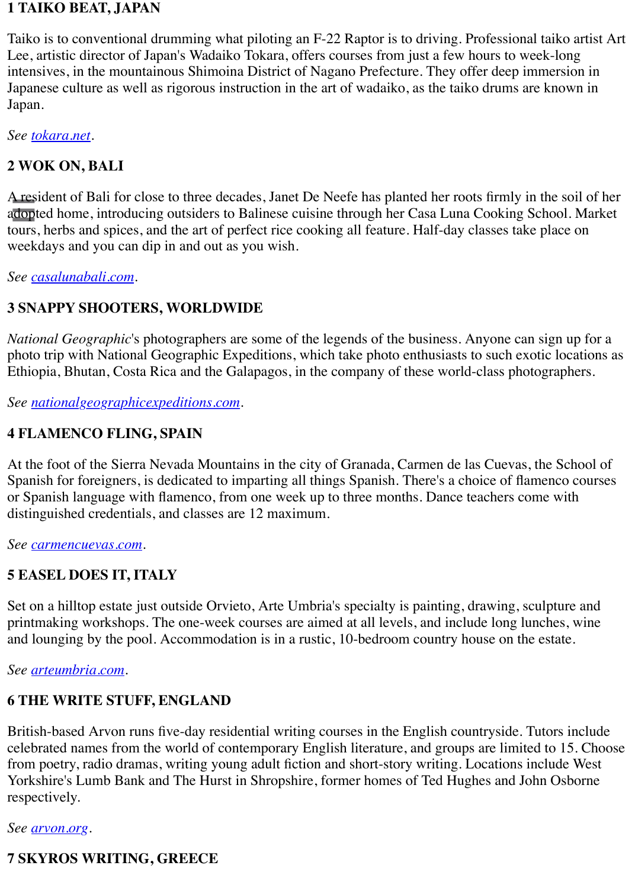**1 TAIKO BEAT, JAPAN**

Taiko is to conventional drumming what piloting an F-22 Raptor is to driving. Professional taiko artist Art Lee, artistic director of Japan's Wadaiko Tokara, offers courses from just a few hours to week-long intensives, in the mountainous Shimoina District of Nagano Prefecture. They offer deep immersion in Japanese culture as well as rigorous instruction in the art of wadaiko, as the taiko drums are known in Japan.

*See* [tokara.net](tokara.net).

**2 WOK ON, BALI**

A resident of Bali for close to three decades, Janet De Neefe has planted her roots firmly in the soil of her adopted home, introducing outsiders to Balinese cuisine through her Casa Luna Cooking School. Market tours, herbs and spices, and the art of perfect rice cooking all feature. Half-day classes take place on weekdays and you can dip in and out as you wish.

*See* [casalunabali.com](casalunabali.com).

**3 SNAPPY SHOOTERS, WORLDWIDE**

*National Geographic*'s photographers are some of the legends of the business. Anyone can sign up for a photo trip with National Geographic Expeditions, which take photo enthusiasts to such exotic locations as Ethiopia, Bhutan, Costa Rica and the Galapagos, in the company of these world-class photographers.

*See* [nationalgeographicexpeditions.com](nationalgeographicexpeditions.com).

**4 FLAMENCO FLING, SPAIN**

At the foot of the Sierra Nevada Mountains in the city of Granada, Carmen de las Cuevas, the School of Spanish for foreigners, is dedicated to imparting all things Spanish. There's a choice of flamenco courses or Spanish language with flamenco, from one week up to three months. Dance teachers come with distinguished credentials, and classes are 12 maximum.

*See* [carmencuevas.com](carmencuevas.com).

**5 EASEL DOES IT, ITALY**

Set on a hilltop estate just outside Orvieto, Arte Umbria's specialty is painting, drawing, sculpture and printmaking workshops. The one-week courses are aimed at all levels, and include long lunches, wine and lounging by the pool. Accommodation is in a rustic, 10-bedroom country house on the estate.

*See* [arteumbria.com](arteumbria.com).

**6 THE WRITE STUFF, ENGLAND**

British-based Arvon runs five-day residential writing courses in the English countryside. Tutors include celebrated names from the world of contemporary English literature, and groups are limited to 15. Choose from poetry, radio dramas, writing young adult fiction and short-story writing. Locations include West Yorkshire's Lumb Bank and The Hurst in Shropshire, former homes of Ted Hughes and John Osborne respectively.

*See* [arvon.org](arvon.org).

**7 SKYROS WRITING, GREECE**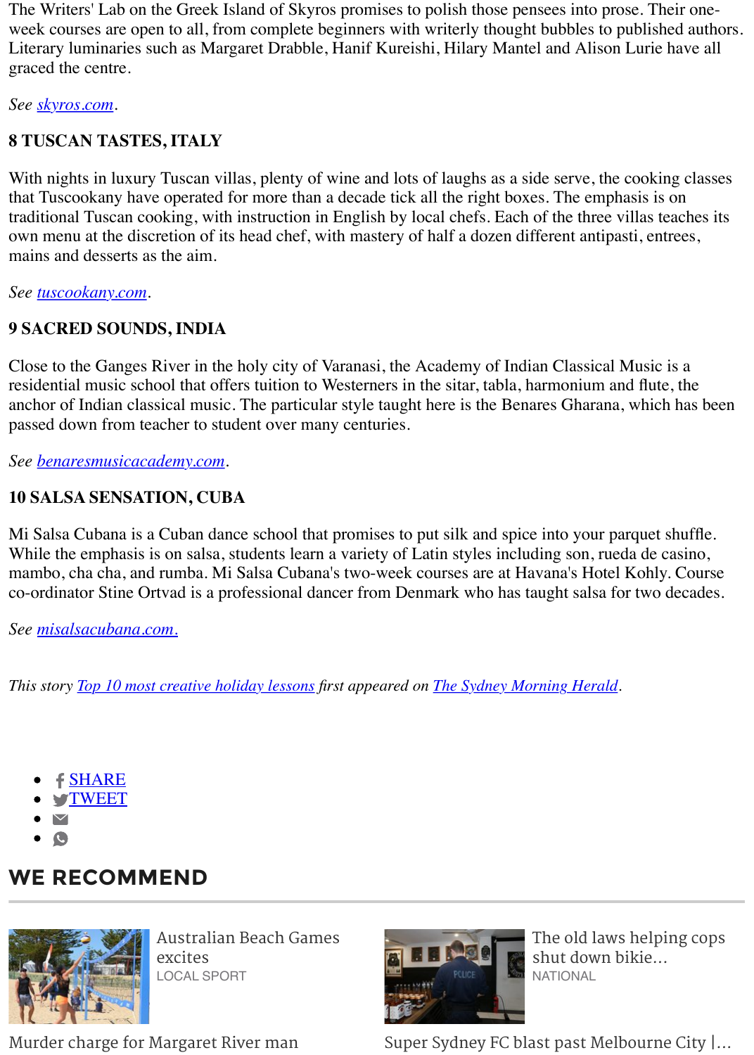The Writers' Lab on the Greek Island of Skyros promises to polish those pensees into prose. Their one-week courses are open to all, from complete beginners with writerly thought bubbles to published authors. Literary luminaries such as Margaret Drabble, Hanif Kureishi, Hilary Mantel and Alison Lurie have all graced the centre.

*See [skyros.com](skyros.com).*

**8 TUSCAN TASTES, ITALY**

With nights in luxury Tuscan villas, plenty of wine and lots of laughs as a side serve, the cooking classes that Tuscookany have operated for more than a decade tick all the right boxes. The emphasis is on traditional Tuscan cooking, with instruction in English by local chefs. Each of the three villas teaches its own menu at the discretion of its head chef, with mastery of half a dozen different antipasti, entrees, mains and desserts as the aim.

*See [tuscookany.com](tuscookany.com).*

**9 SACRED SOUNDS, INDIA**

Close to the Ganges River in the holy city of Varanasi, the Academy of Indian Classical Music is a residential music school that offers tuition to Westerners in the sitar, tabla, harmonium and flute, the anchor of Indian classical music. The particular style taught here is the Benares Gharana, which has been passed down from teacher to student over many centuries.

*See [benaresmusicacademy.com](benaresmusicacademy.com).*

**10 SALSA SENSATION, CUBA**

Mi Salsa Cubana is a Cuban dance school that promises to put silk and spice into your parquet shuffle. While the emphasis is on salsa, students learn a variety of Latin styles including son, rueda de casino, mambo, cha cha, and rumba. Mi Salsa Cubana's two-week courses are at Havana's Hotel Kohly. Course co-ordinator Stine Ortvad is a professional dancer from Denmark who has taught salsa for two decades.

*See [misalsacubana.com.](misalsacubana.com)*

*This story [Top 10 most creative holiday lessons]() first appeared on [The Sydney Morning Herald]().*

- SHARE
- TWEET
-
-

## WE RECOMMEND

Australian Beach Games excites
LOCAL SPORT

The old laws helping cops shut down bikie...
NATIONAL

Murder charge for Margaret River man

Super Sydney FC blast past Melbourne City |...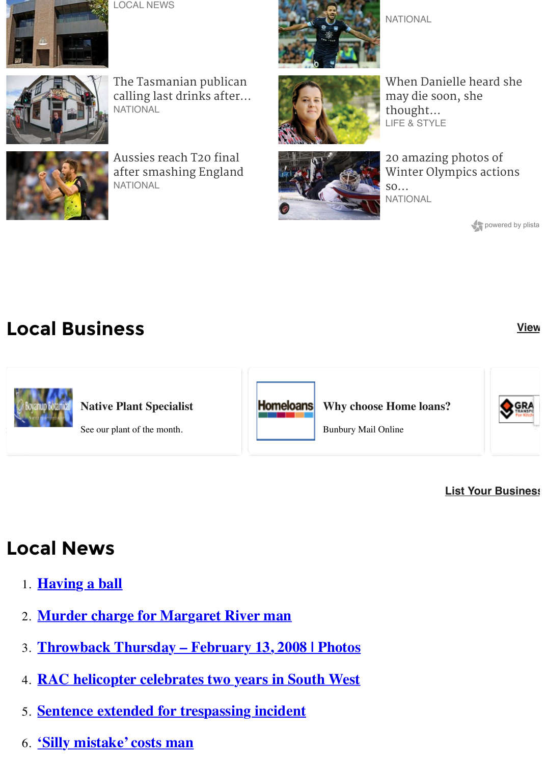LOCAL NEWS

NATIONAL

The Tasmanian publican calling last drinks after...
NATIONAL

When Danielle heard she may die soon, she thought...
LIFE & STYLE

Aussies reach T20 final after smashing England
NATIONAL

20 amazing photos of Winter Olympics actions so...
NATIONAL

powered by plista

## Local Business

View

**Native Plant Specialist**

See our plant of the month.

**Why choose Home loans?**

Bunbury Mail Online

List Your Business

## Local News

1. Having a ball
2. Murder charge for Margaret River man
3. Throwback Thursday – February 13, 2008 | Photos
4. RAC helicopter celebrates two years in South West
5. Sentence extended for trespassing incident
6. 'Silly mistake' costs man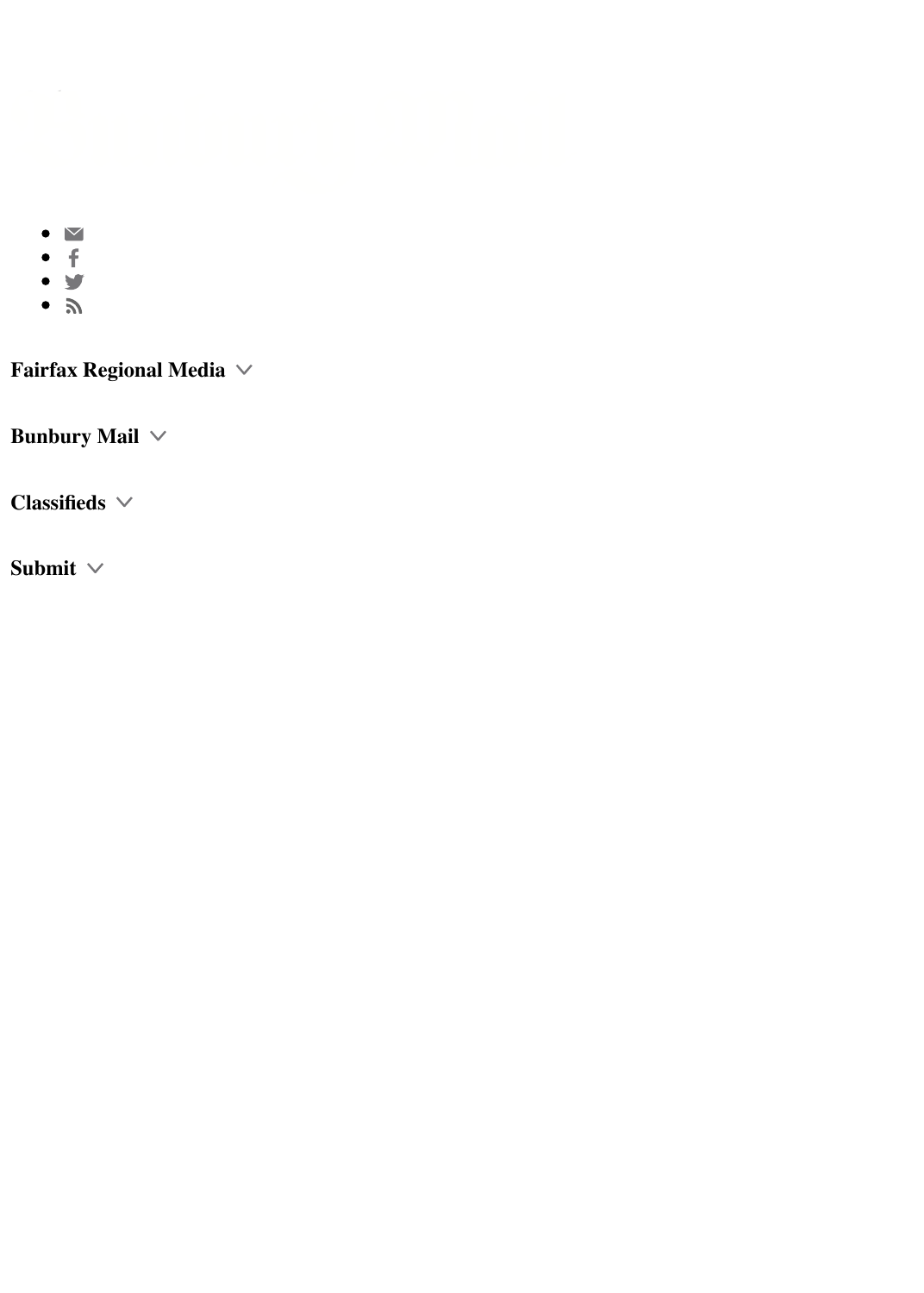#### Fairfax Regional Media

#### Bunbury Mail

#### Classifieds

#### Submit